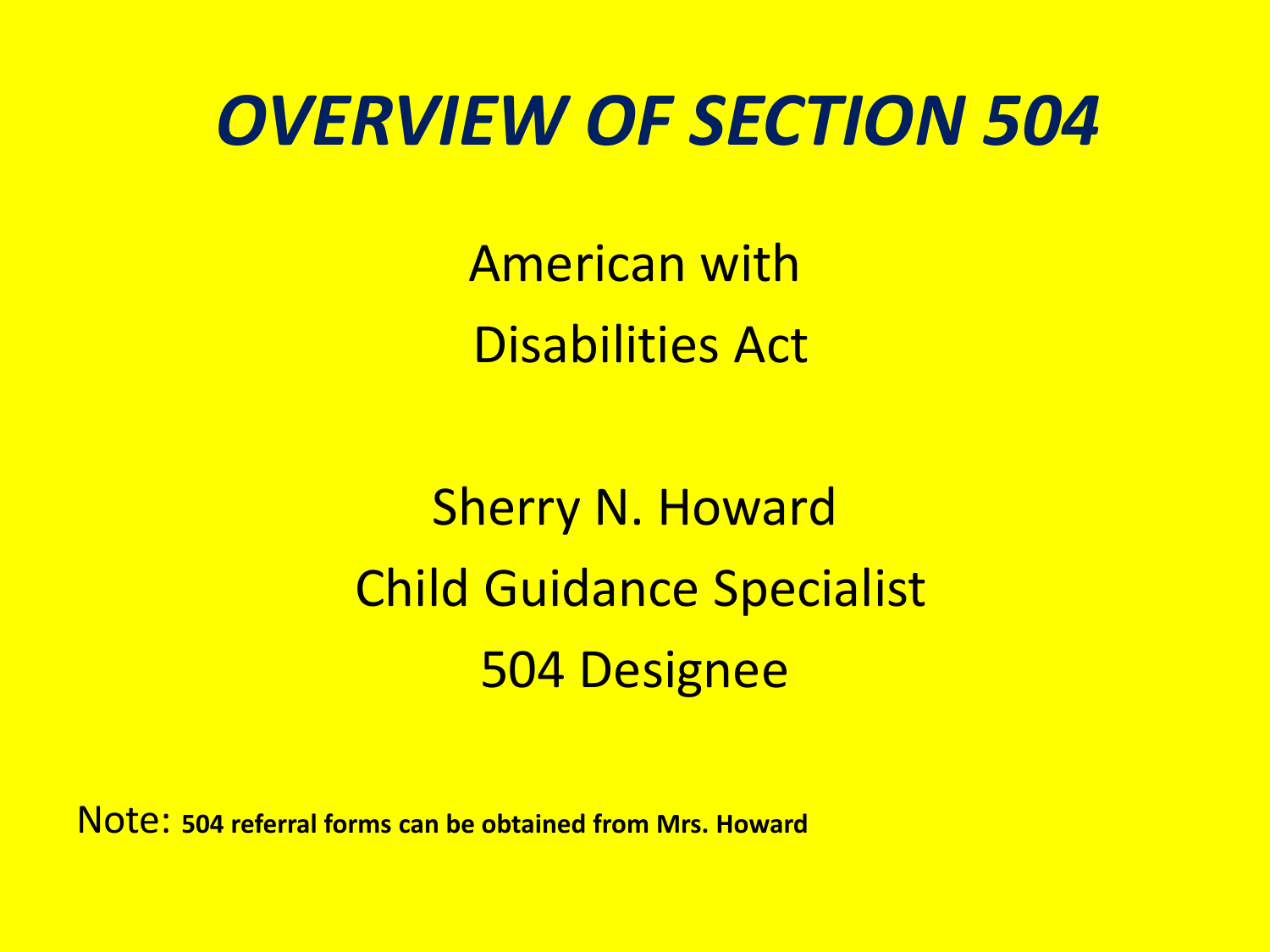# *OVERVIEW OF SECTION 504*

American with

Disabilities Act

Sherry N. Howard

Child Guidance Specialist

504 Designee

Note: **504 referral forms can be obtained from Mrs. Howard**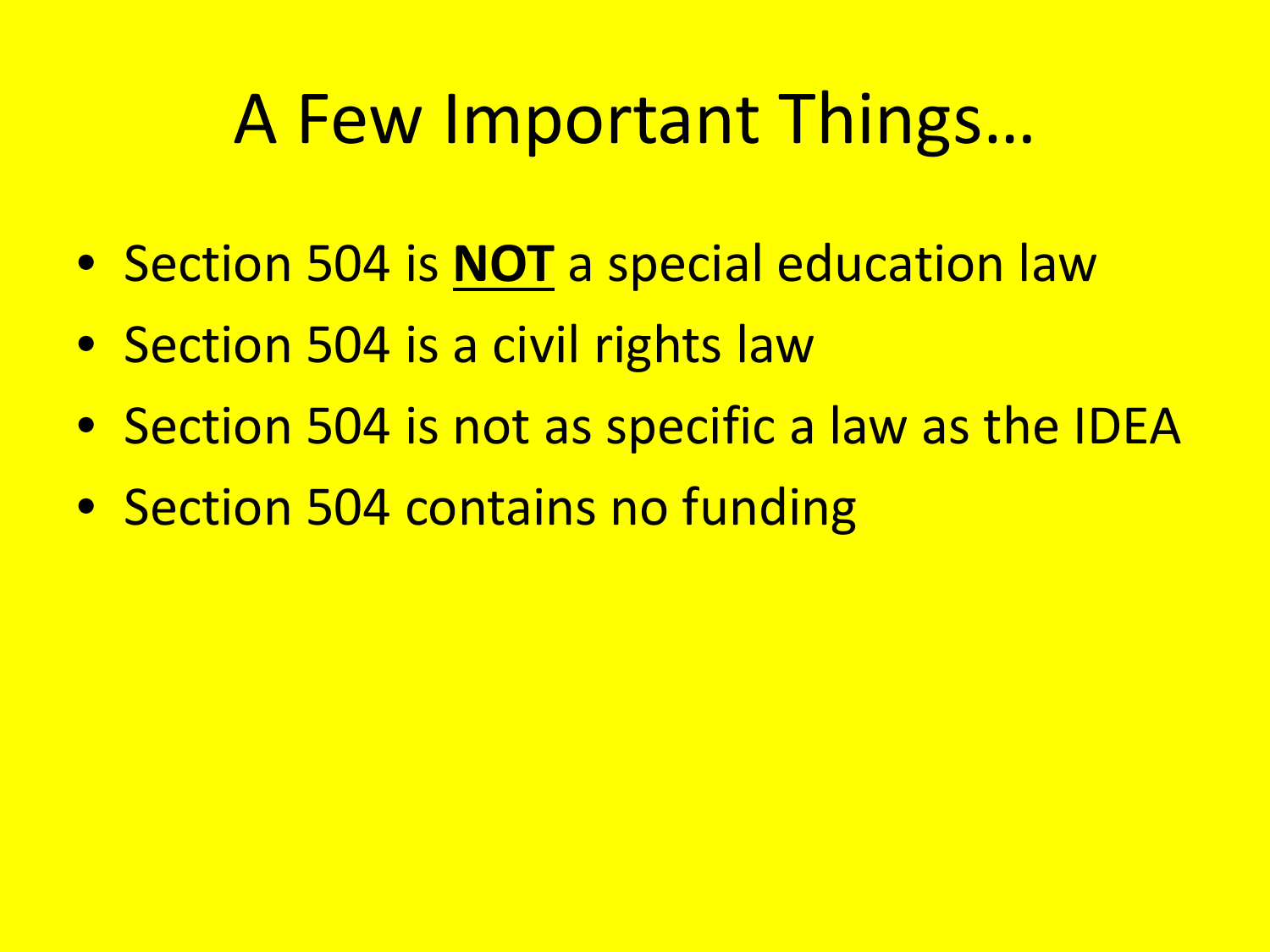# A Few Important Things…

- Section 504 is **<u>NOT</u>** a special education law
- Section 504 is a civil rights law
- Section 504 is not as specific a law as the IDEA
- Section 504 contains no funding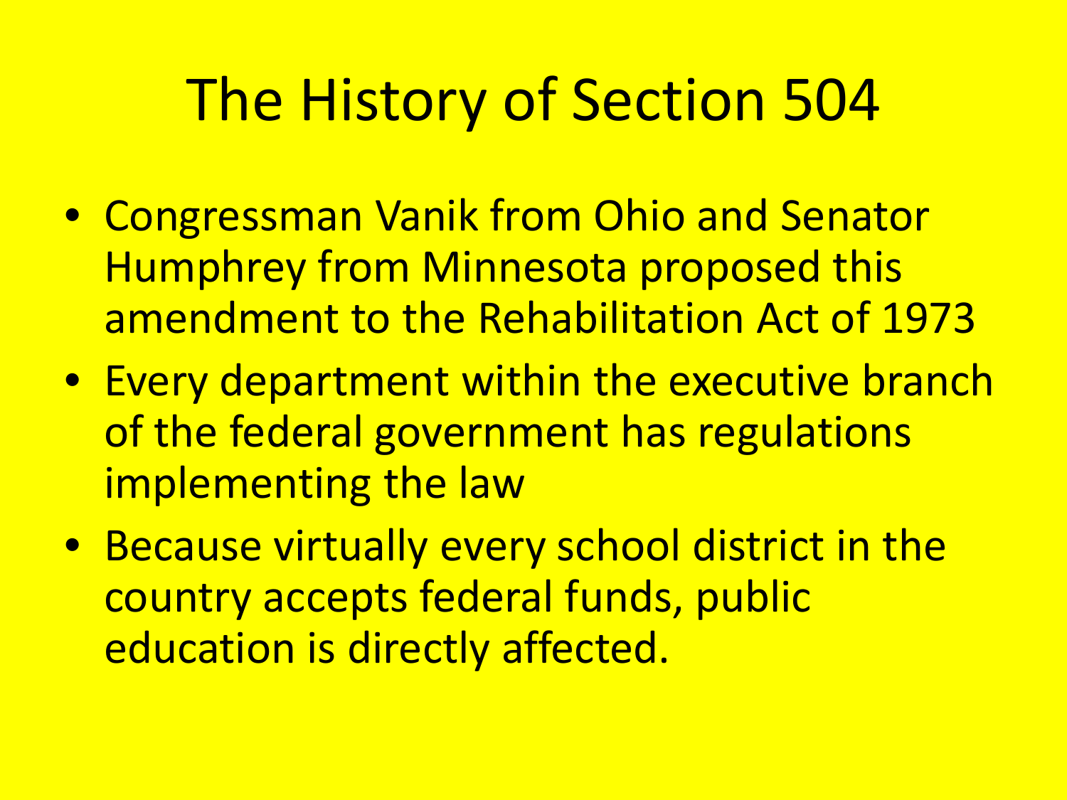# The History of Section 504

- Congressman Vanik from Ohio and Senator Humphrey from Minnesota proposed this amendment to the Rehabilitation Act of 1973
- Every department within the executive branch of the federal government has regulations implementing the law
- Because virtually every school district in the country accepts federal funds, public education is directly affected.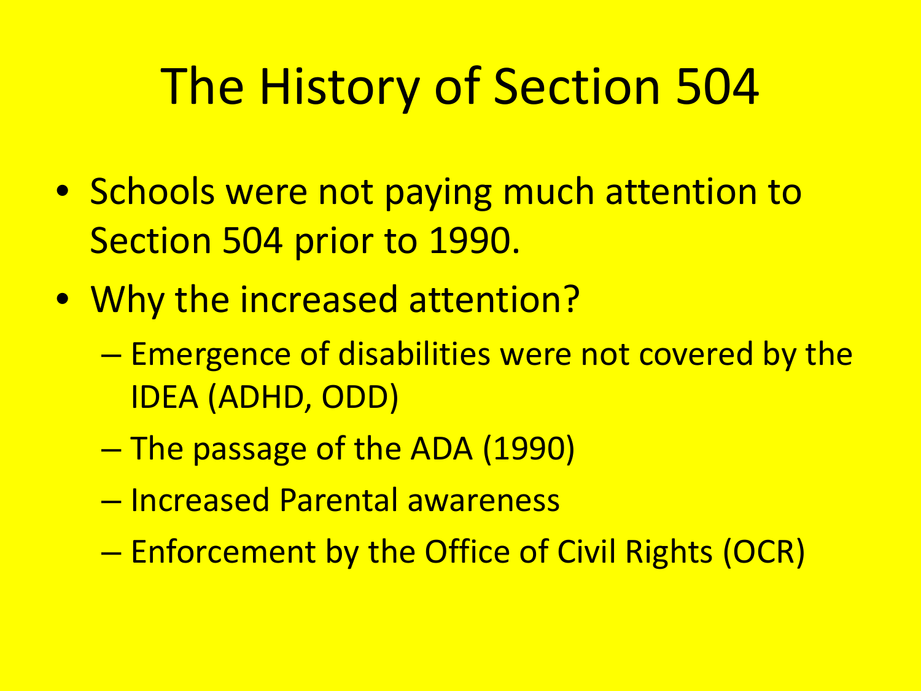# The History of Section 504

- Schools were not paying much attention to Section 504 prior to 1990.
- Why the increased attention?
  - Emergence of disabilities were not covered by the IDEA (ADHD, ODD)
  - The passage of the ADA (1990)
  - Increased Parental awareness
  - Enforcement by the Office of Civil Rights (OCR)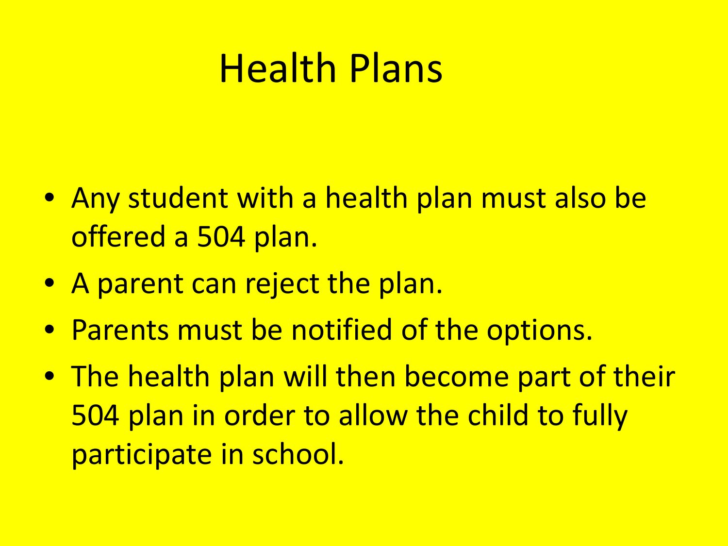# Health Plans

- Any student with a health plan must also be offered a 504 plan.
- A parent can reject the plan.
- Parents must be notified of the options.
- The health plan will then become part of their 504 plan in order to allow the child to fully participate in school.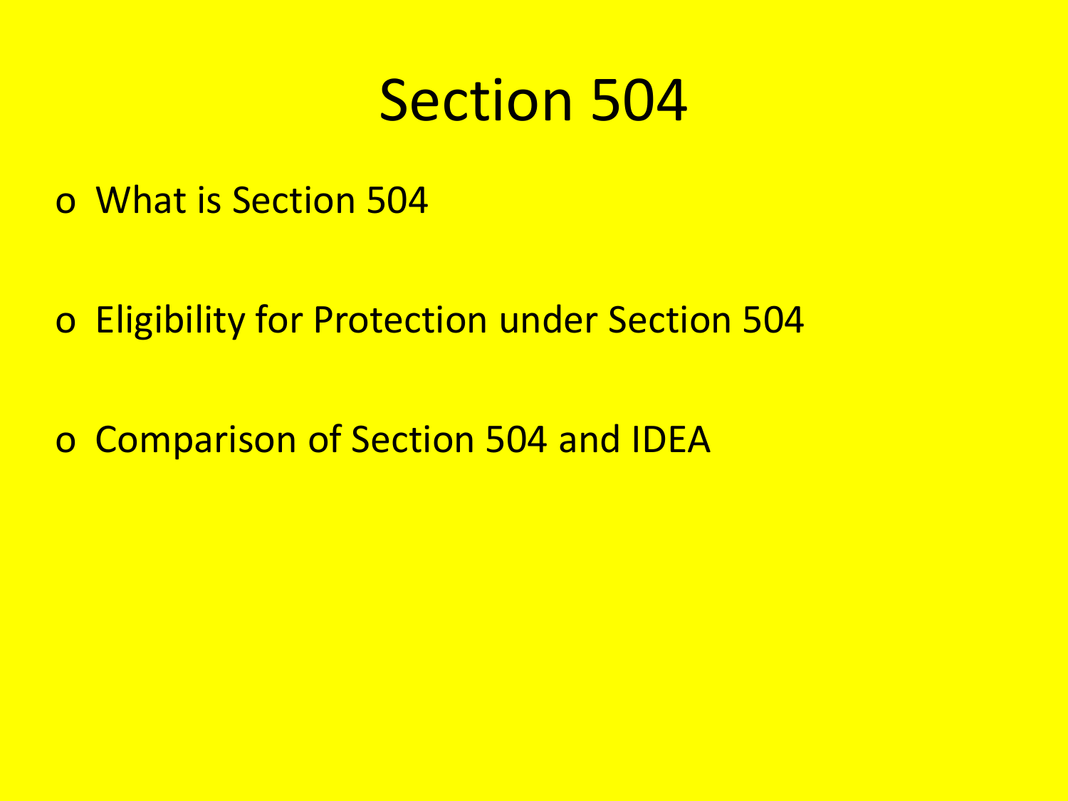# Section 504

- What is Section 504

- Eligibility for Protection under Section 504

- Comparison of Section 504 and IDEA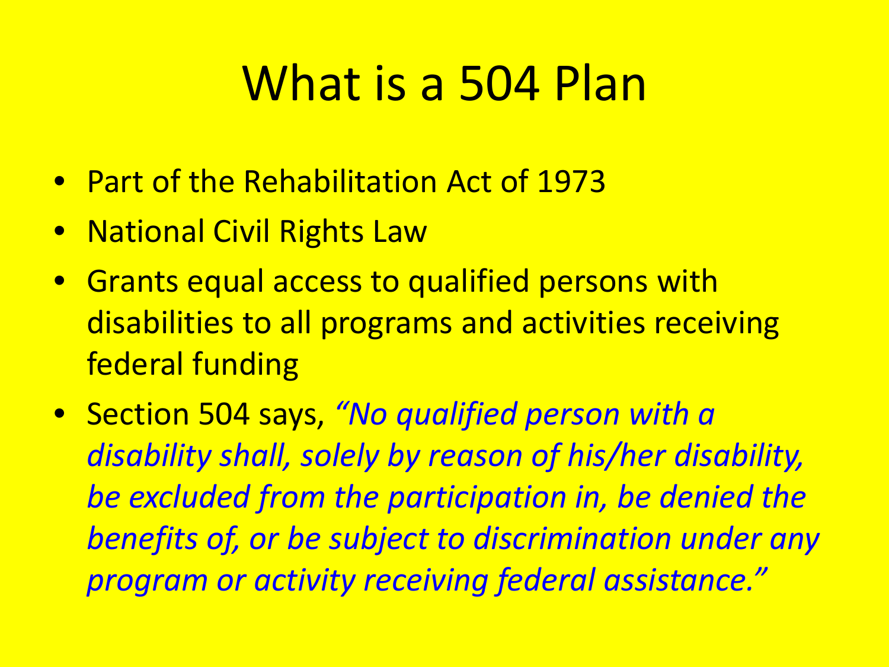# What is a 504 Plan

- Part of the Rehabilitation Act of 1973
- National Civil Rights Law
- Grants equal access to qualified persons with disabilities to all programs and activities receiving federal funding
- Section 504 says, *"No qualified person with a disability shall, solely by reason of his/her disability, be excluded from the participation in, be denied the benefits of, or be subject to discrimination under any program or activity receiving federal assistance."*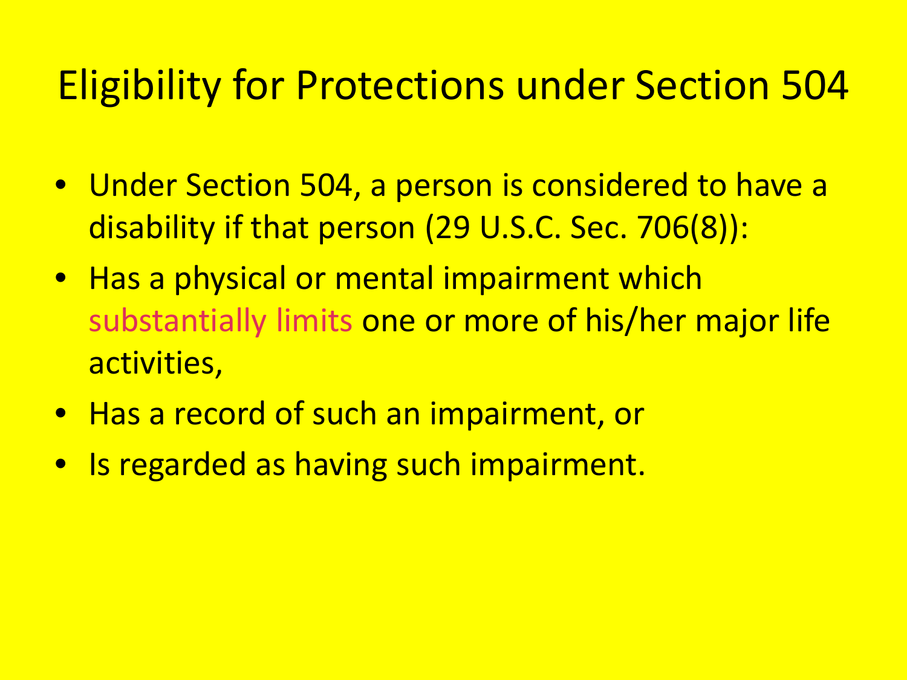# Eligibility for Protections under Section 504

- Under Section 504, a person is considered to have a disability if that person (29 U.S.C. Sec. 706(8)):
- Has a physical or mental impairment which substantially limits one or more of his/her major life activities,
- Has a record of such an impairment, or
- Is regarded as having such impairment.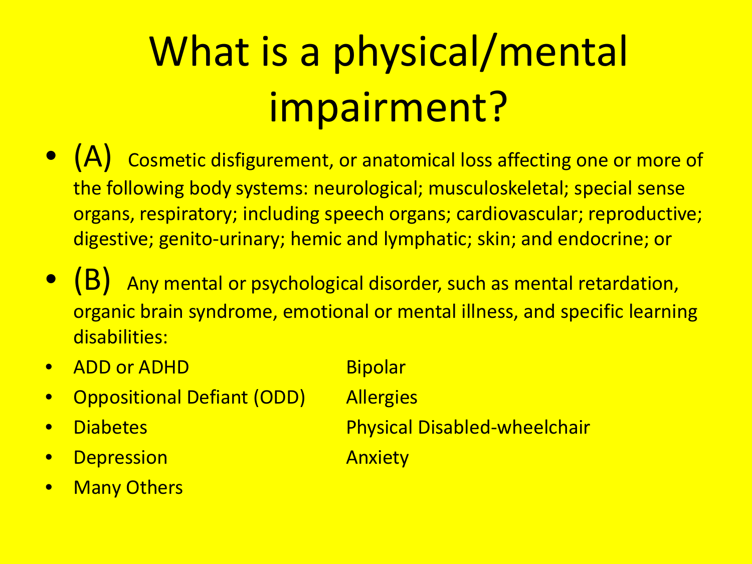# What is a physical/mental impairment?

- (A) Cosmetic disfigurement, or anatomical loss affecting one or more of the following body systems: neurological; musculoskeletal; special sense organs, respiratory; including speech organs; cardiovascular; reproductive; digestive; genito-urinary; hemic and lymphatic; skin; and endocrine; or
- (B) Any mental or psychological disorder, such as mental retardation, organic brain syndrome, emotional or mental illness, and specific learning disabilities:

- ADD or ADHD
- Oppositional Defiant (ODD)
- Diabetes
- Depression
- Many Others

Bipolar

Allergies

Physical Disabled-wheelchair

Anxiety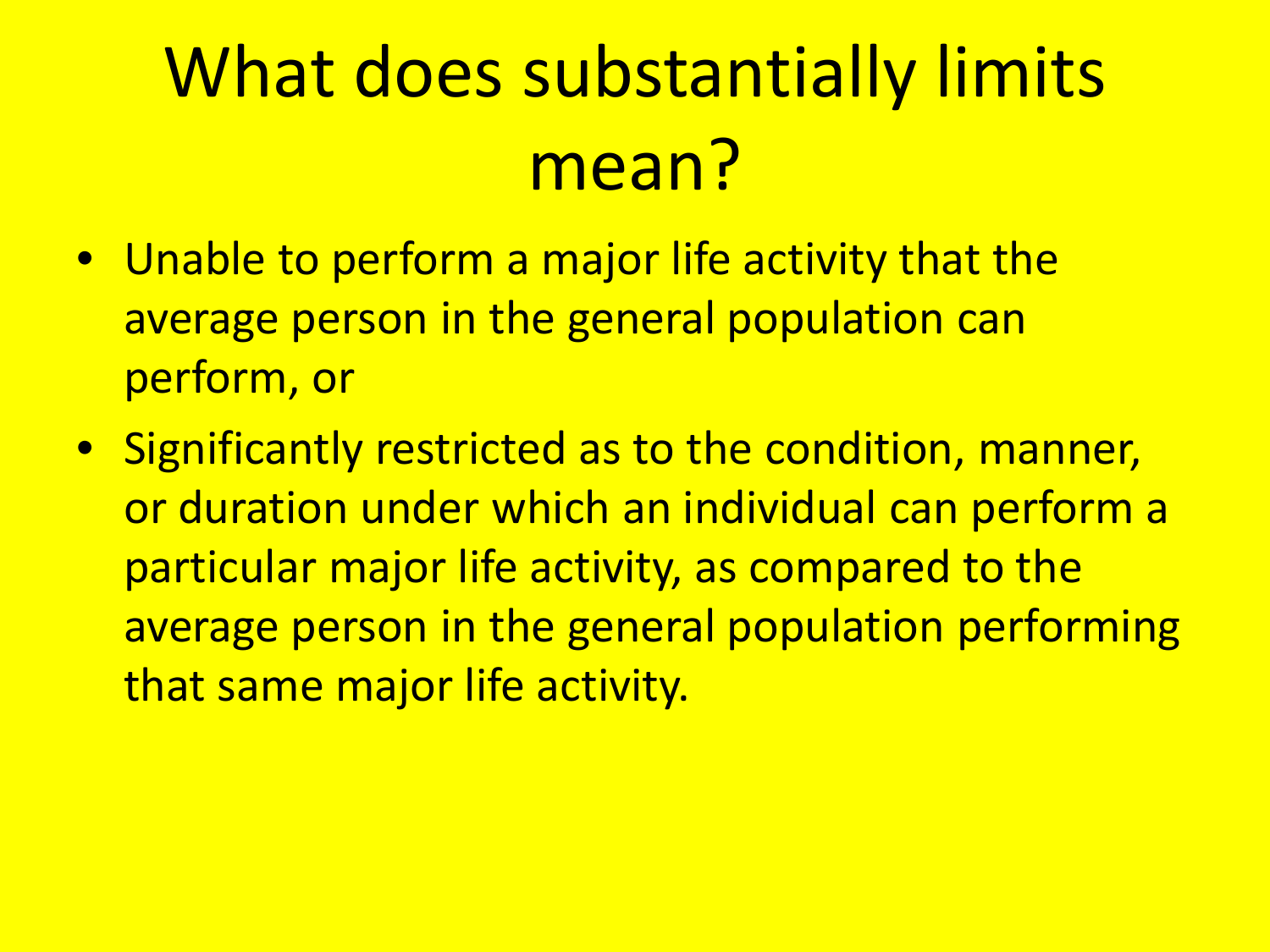# What does substantially limits mean?

- Unable to perform a major life activity that the average person in the general population can perform, or
- Significantly restricted as to the condition, manner, or duration under which an individual can perform a particular major life activity, as compared to the average person in the general population performing that same major life activity.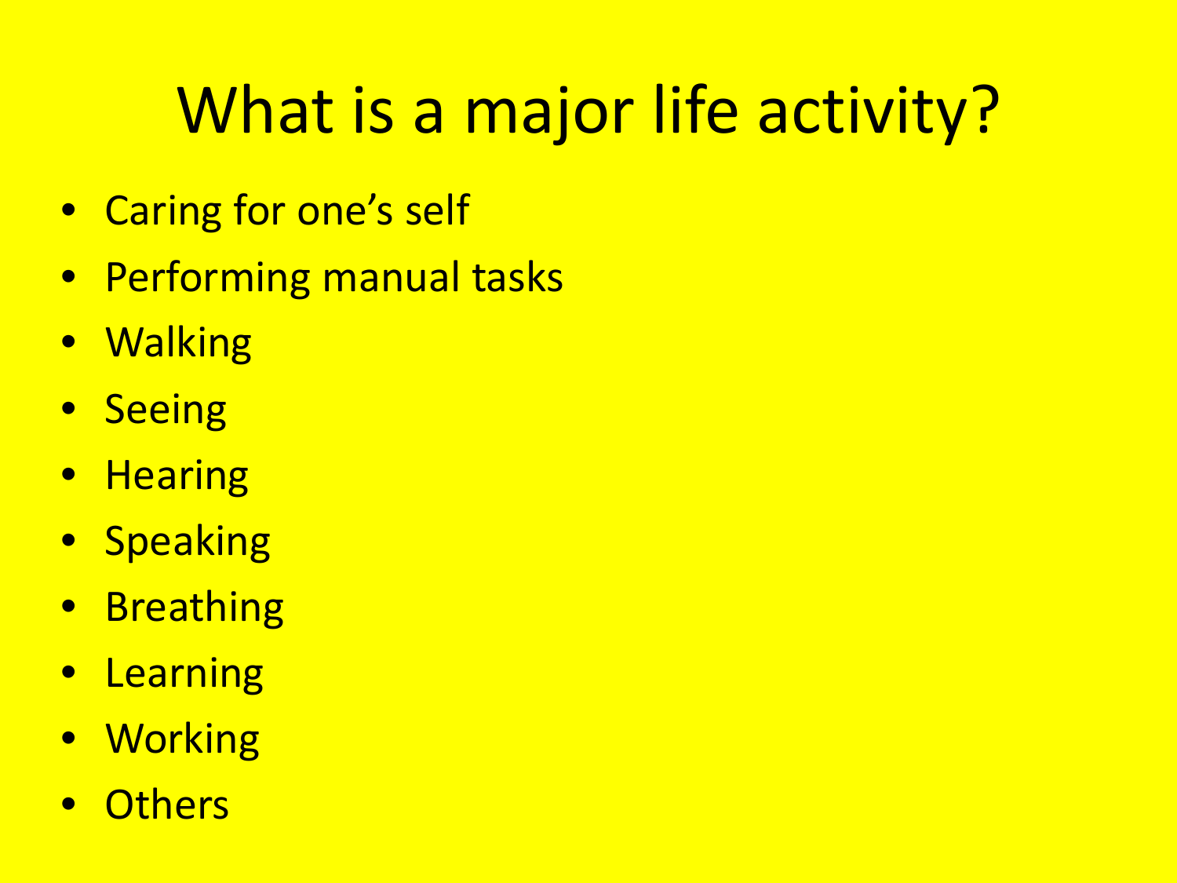# What is a major life activity?

- Caring for one's self
- Performing manual tasks
- Walking
- Seeing
- Hearing
- Speaking
- Breathing
- Learning
- Working
- Others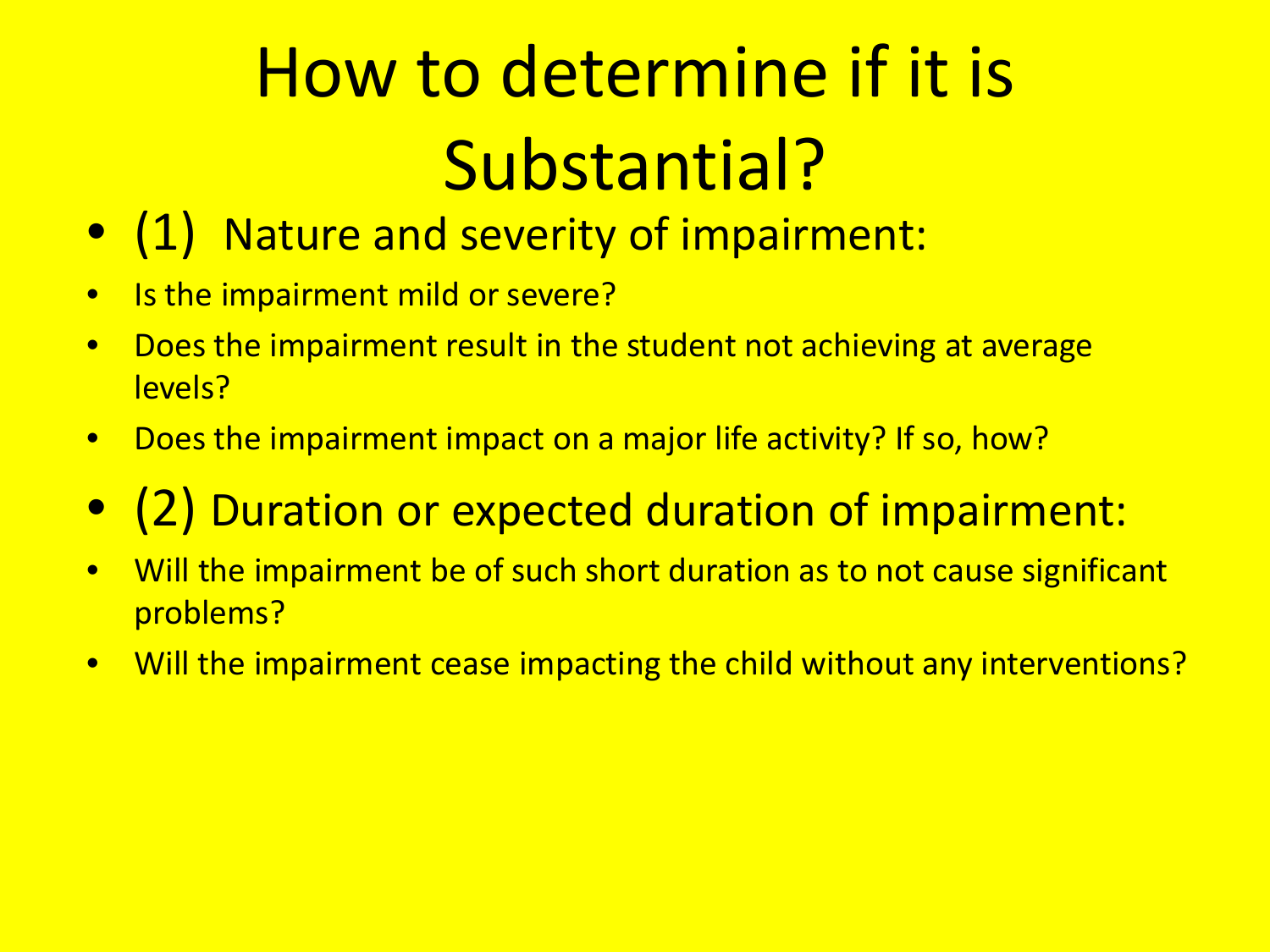# How to determine if it is Substantial?

- (1) Nature and severity of impairment:
  - Is the impairment mild or severe?
  - Does the impairment result in the student not achieving at average levels?
  - Does the impairment impact on a major life activity? If so, how?
- (2) Duration or expected duration of impairment:
  - Will the impairment be of such short duration as to not cause significant problems?
  - Will the impairment cease impacting the child without any interventions?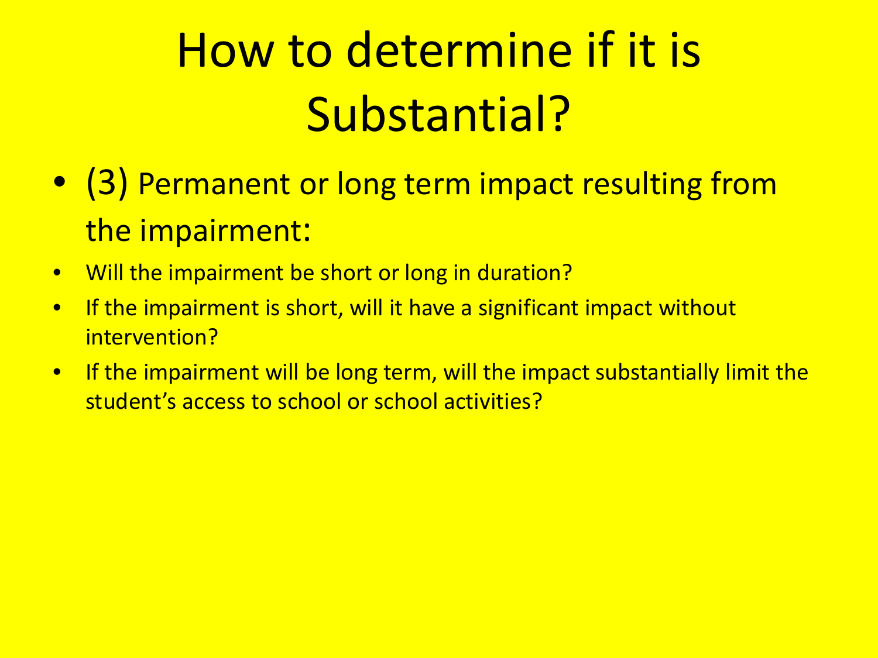# How to determine if it is Substantial?

- (3) Permanent or long term impact resulting from the impairment:
- Will the impairment be short or long in duration?
- If the impairment is short, will it have a significant impact without intervention?
- If the impairment will be long term, will the impact substantially limit the student's access to school or school activities?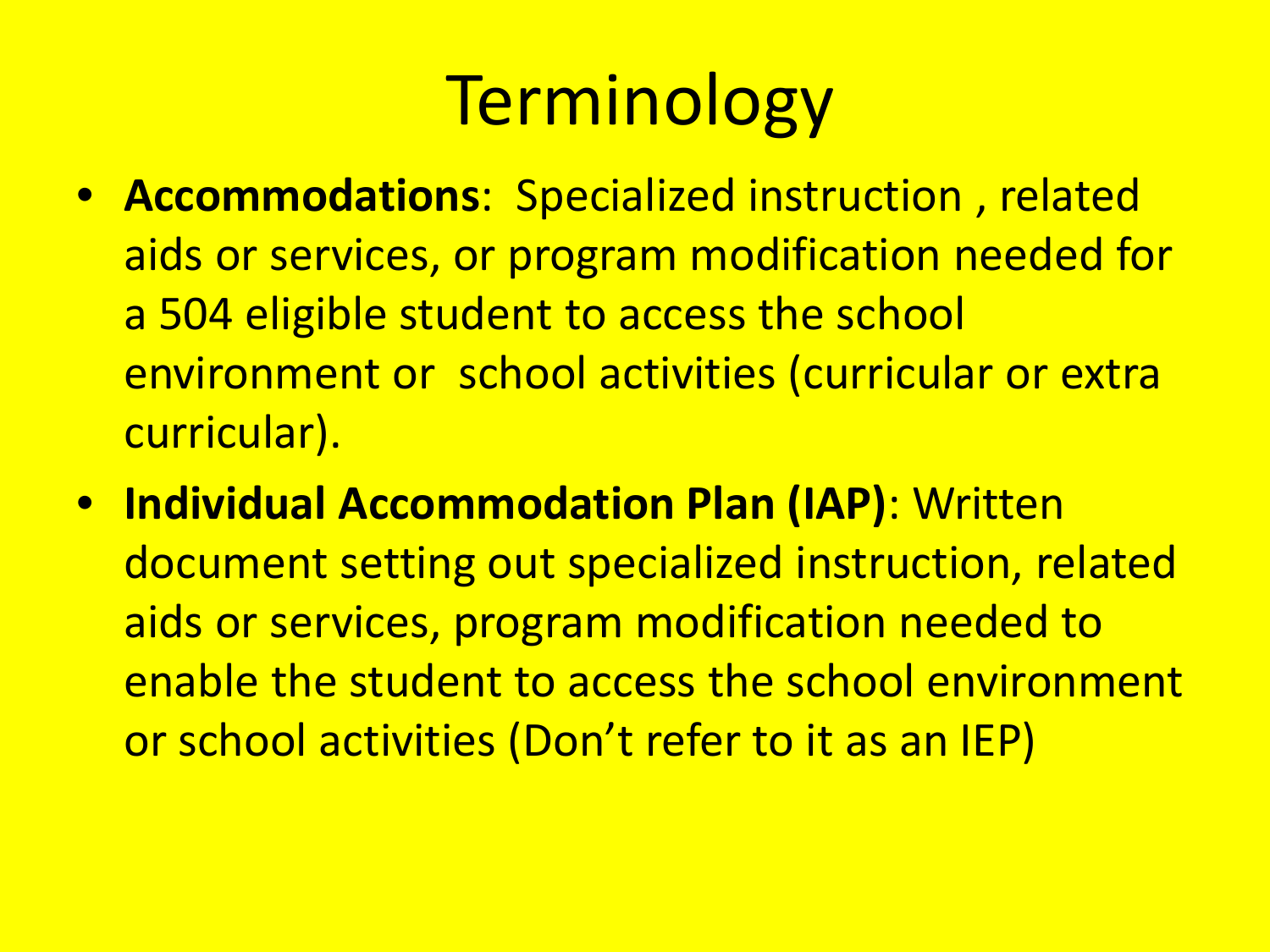# Terminology

- **Accommodations**: Specialized instruction , related aids or services, or program modification needed for a 504 eligible student to access the school environment or school activities (curricular or extra curricular).
- **Individual Accommodation Plan (IAP)**: Written document setting out specialized instruction, related aids or services, program modification needed to enable the student to access the school environment or school activities (Don't refer to it as an IEP)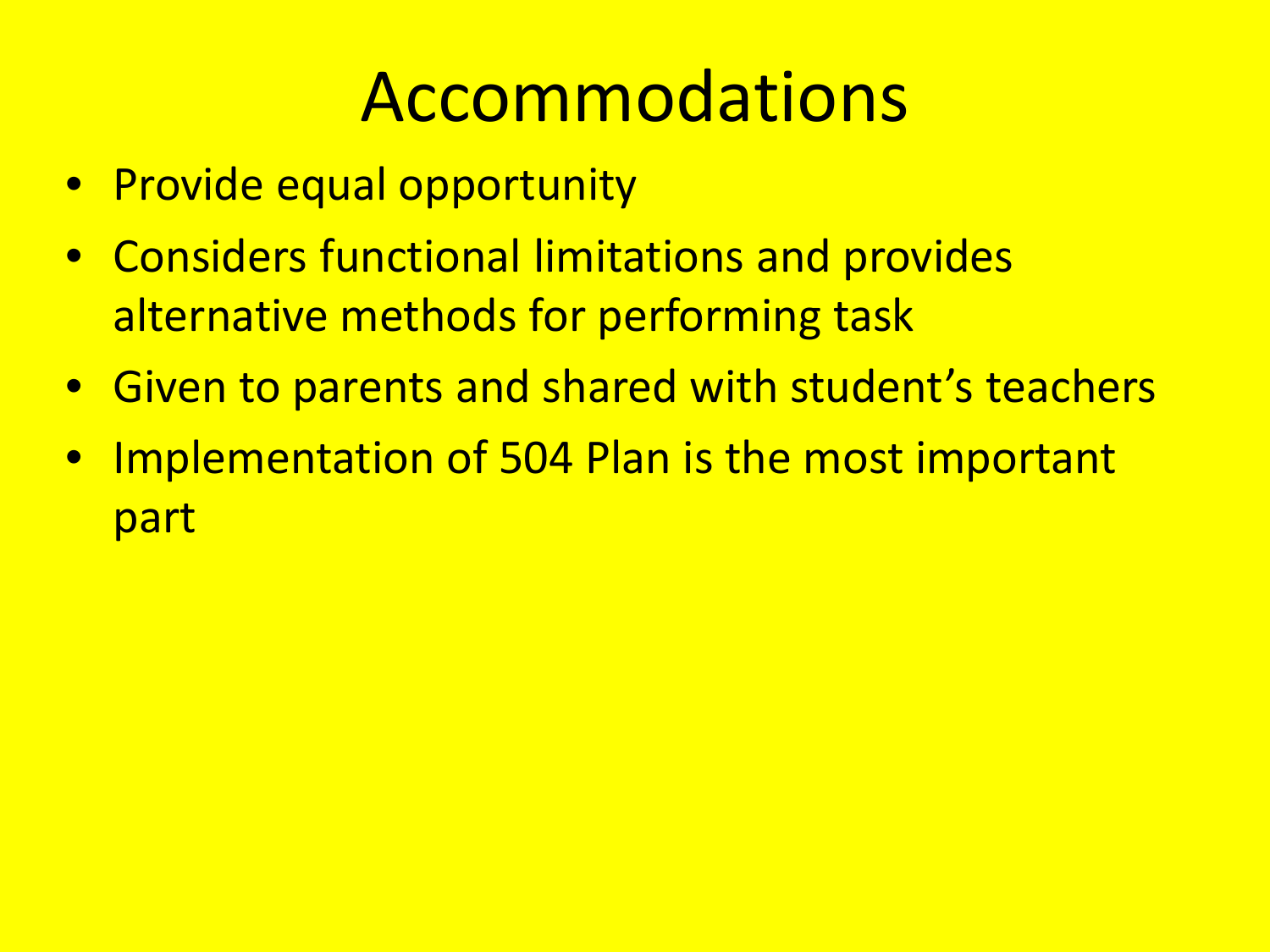# Accommodations

- Provide equal opportunity
- Considers functional limitations and provides alternative methods for performing task
- Given to parents and shared with student's teachers
- Implementation of 504 Plan is the most important part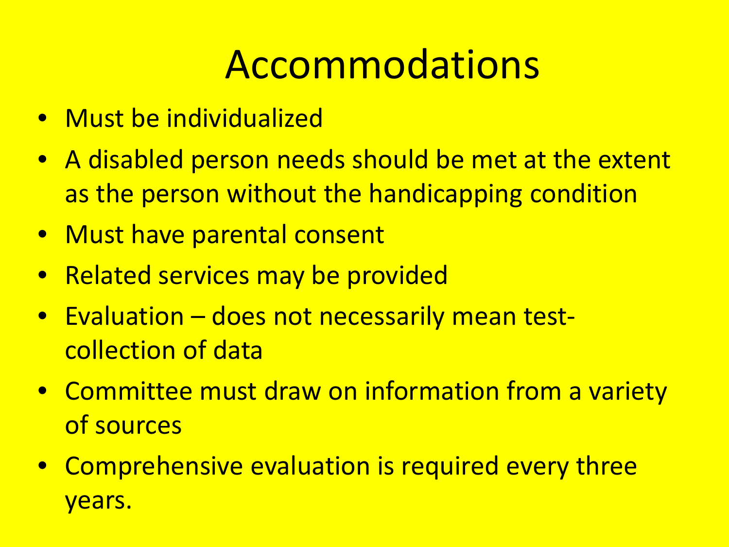# Accommodations

- Must be individualized
- A disabled person needs should be met at the extent as the person without the handicapping condition
- Must have parental consent
- Related services may be provided
- Evaluation – does not necessarily mean test-collection of data
- Committee must draw on information from a variety of sources
- Comprehensive evaluation is required every three years.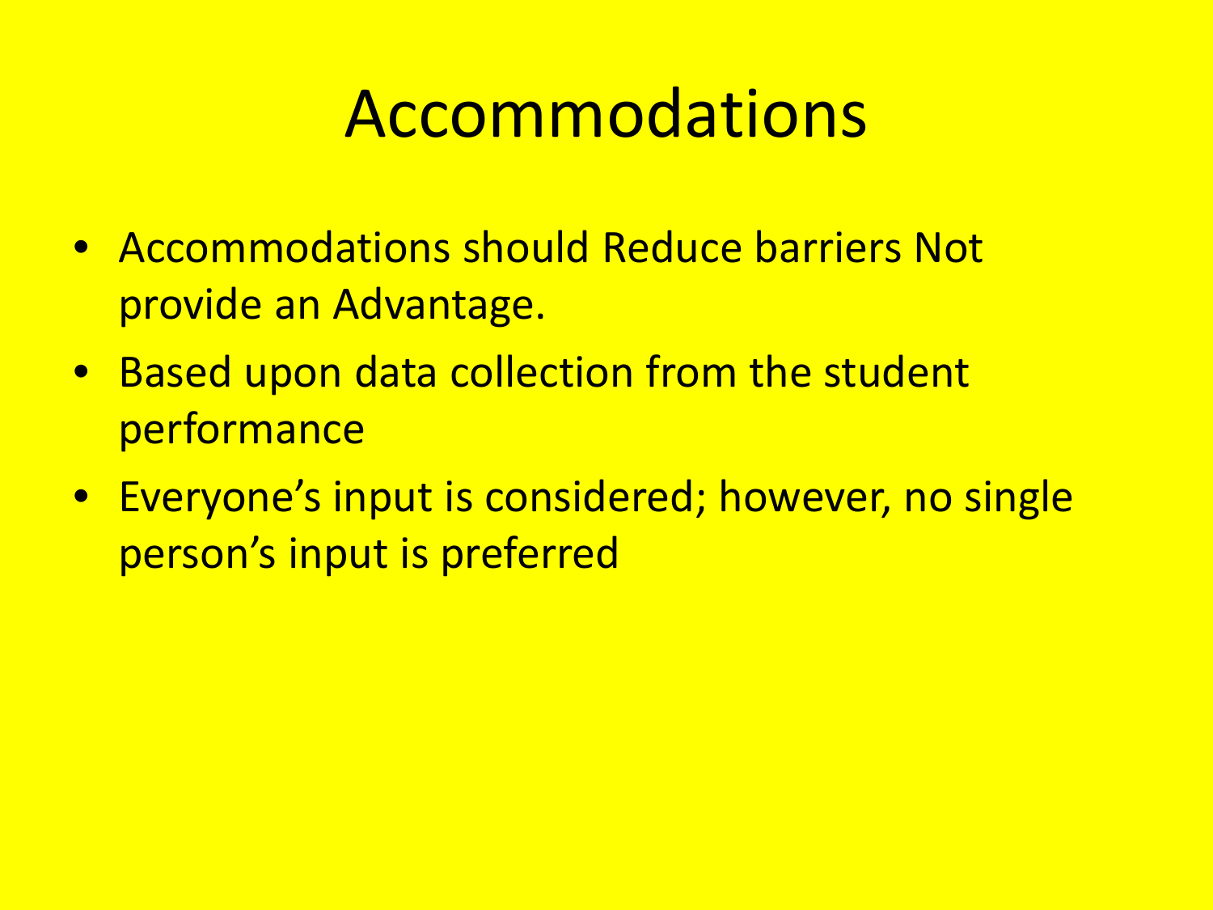# Accommodations

- Accommodations should Reduce barriers Not provide an Advantage.
- Based upon data collection from the student performance
- Everyone's input is considered; however, no single person's input is preferred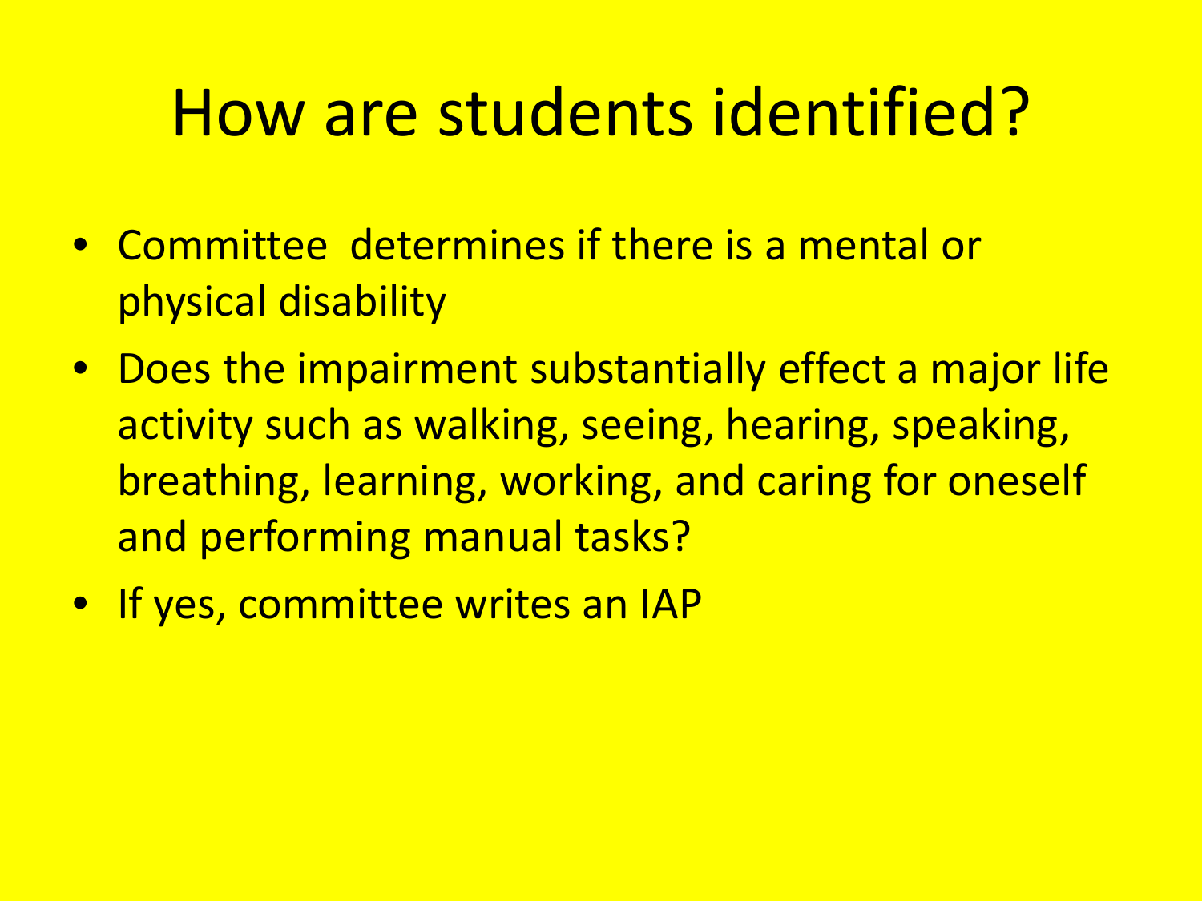# How are students identified?

- Committee  determines if there is a mental or physical disability
- Does the impairment substantially effect a major life activity such as walking, seeing, hearing, speaking, breathing, learning, working, and caring for oneself and performing manual tasks?
- If yes, committee writes an IAP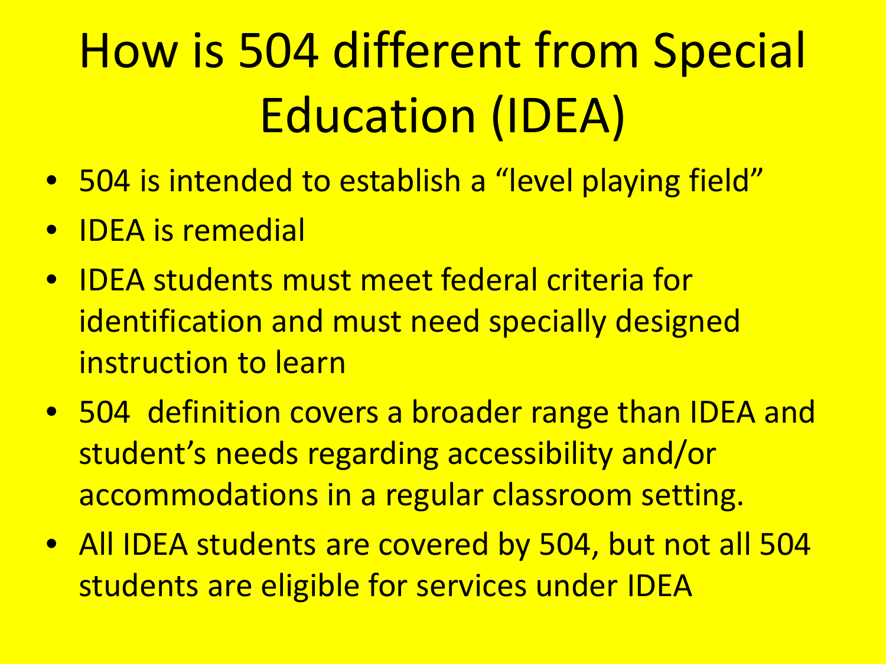# How is 504 different from Special Education (IDEA)

- 504 is intended to establish a “level playing field”
- IDEA is remedial
- IDEA students must meet federal criteria for identification and must need specially designed instruction to learn
- 504 definition covers a broader range than IDEA and student’s needs regarding accessibility and/or accommodations in a regular classroom setting.
- All IDEA students are covered by 504, but not all 504 students are eligible for services under IDEA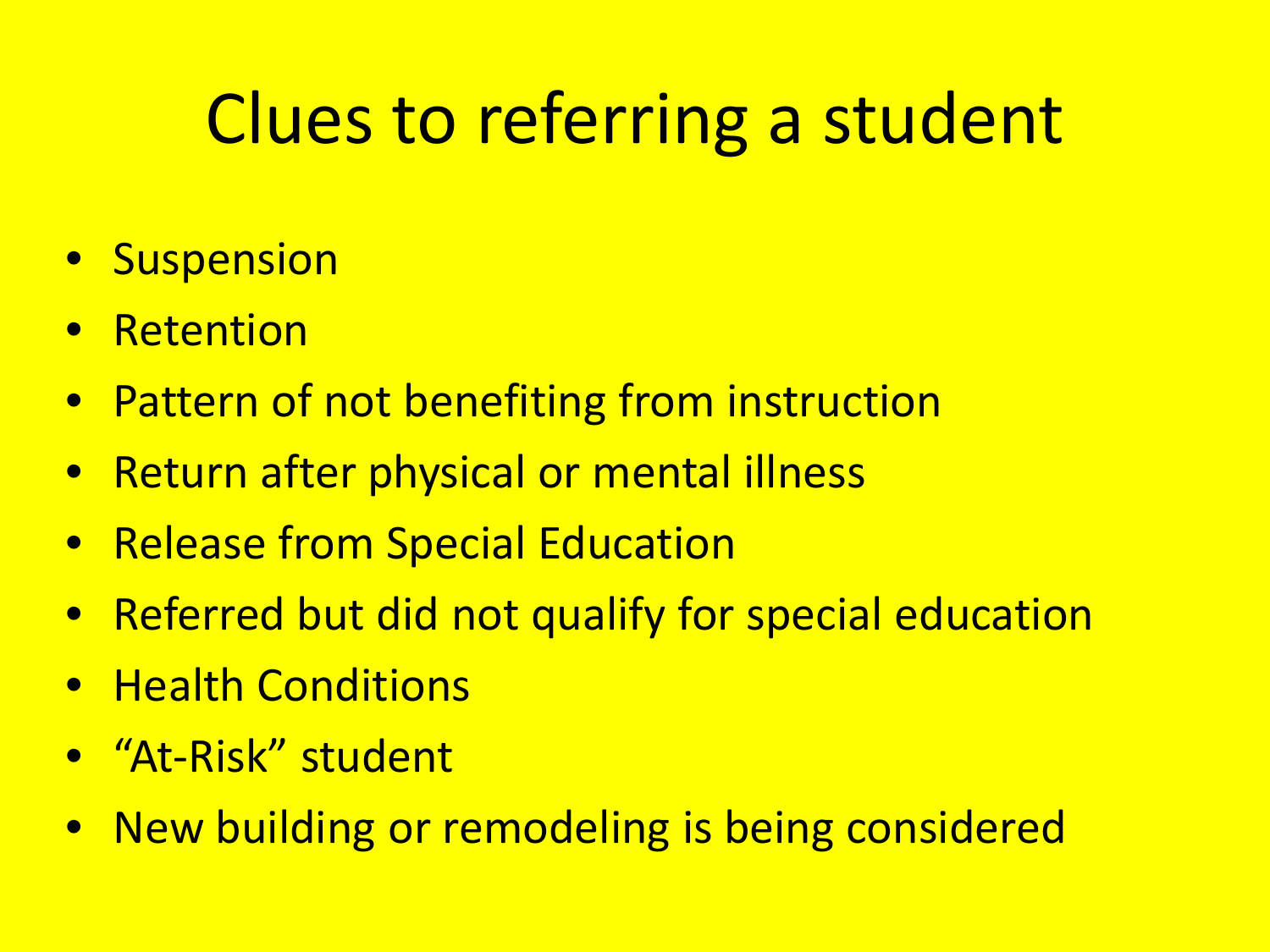# Clues to referring a student

- Suspension
- Retention
- Pattern of not benefiting from instruction
- Return after physical or mental illness
- Release from Special Education
- Referred but did not qualify for special education
- Health Conditions
- “At-Risk” student
- New building or remodeling is being considered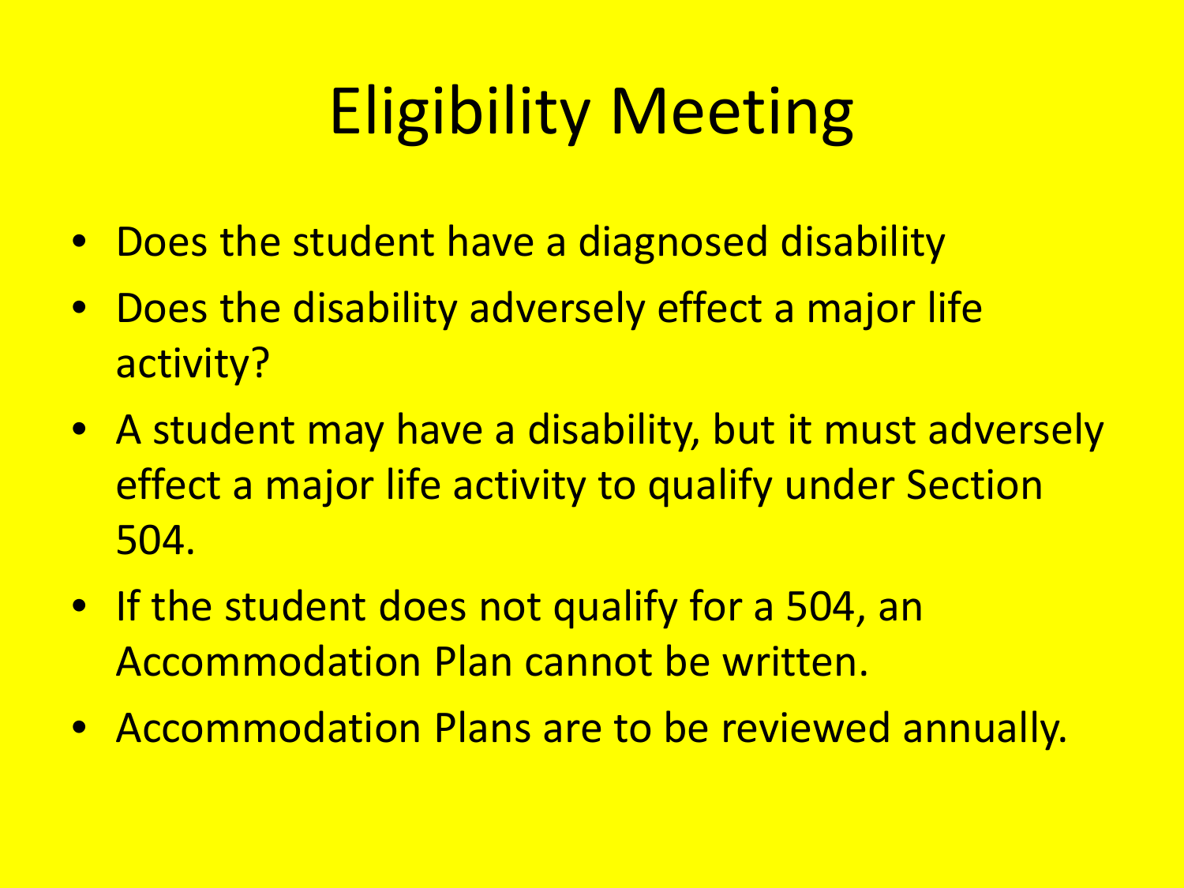# Eligibility Meeting

- Does the student have a diagnosed disability
- Does the disability adversely effect a major life activity?
- A student may have a disability, but it must adversely effect a major life activity to qualify under Section 504.
- If the student does not qualify for a 504, an Accommodation Plan cannot be written.
- Accommodation Plans are to be reviewed annually.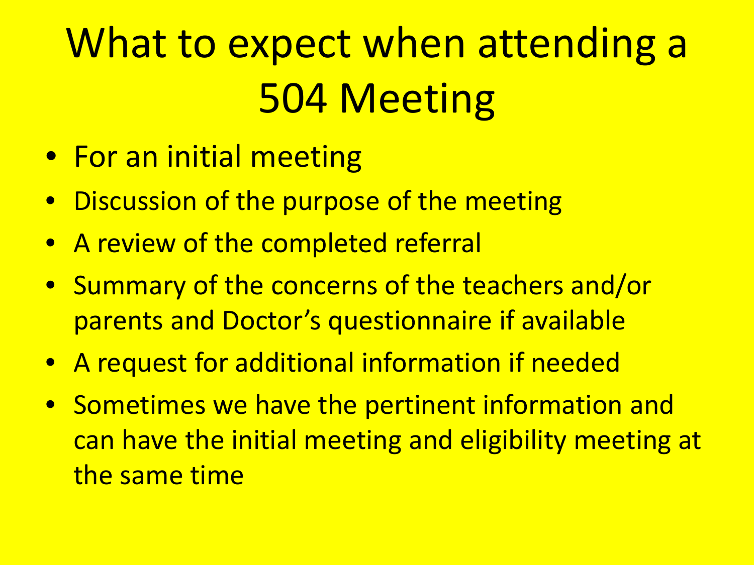# What to expect when attending a 504 Meeting

- For an initial meeting
- Discussion of the purpose of the meeting
- A review of the completed referral
- Summary of the concerns of the teachers and/or parents and Doctor's questionnaire if available
- A request for additional information if needed
- Sometimes we have the pertinent information and can have the initial meeting and eligibility meeting at the same time